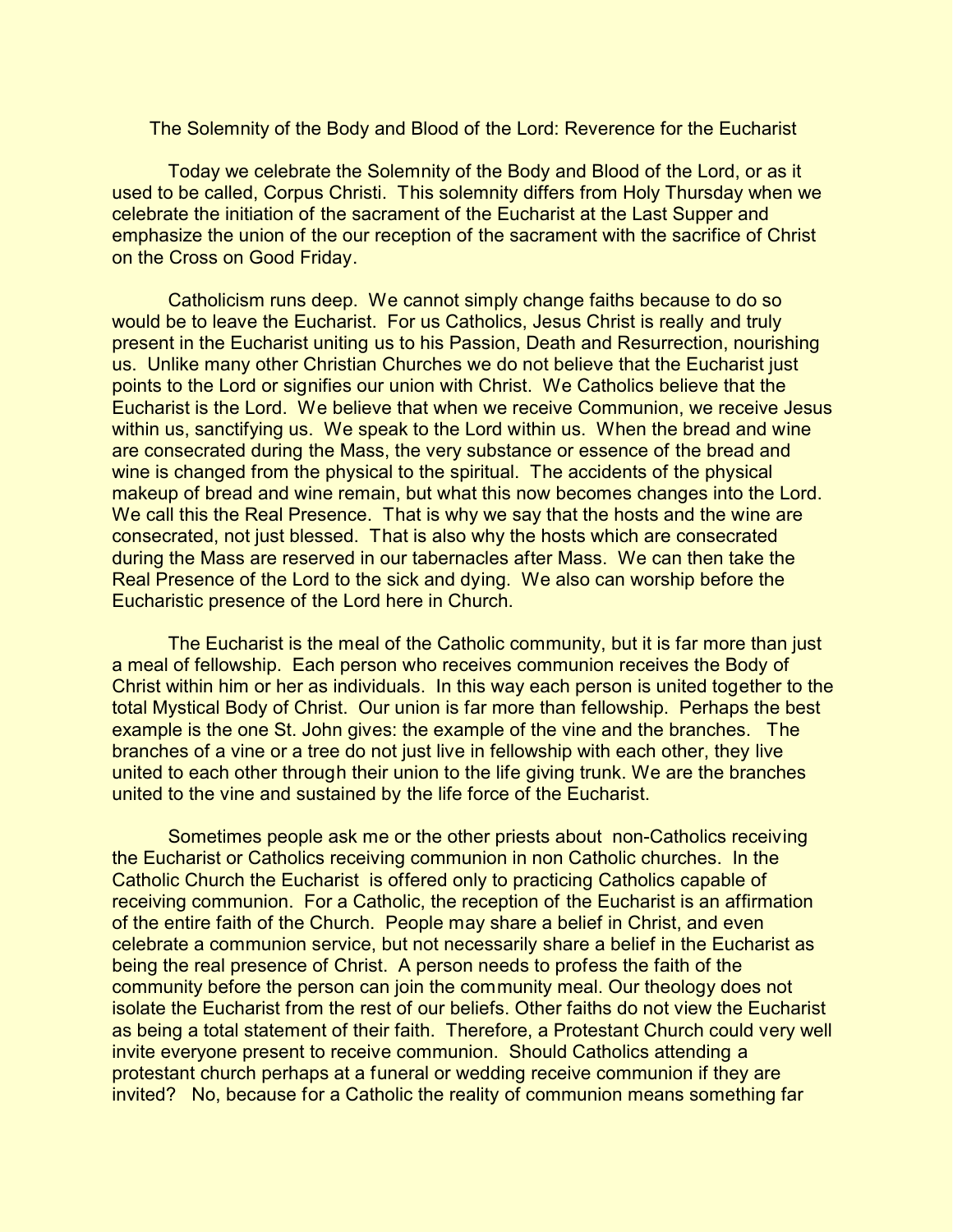# The Solemnity of the Body and Blood of the Lord: Reverence for the Eucharist

Today we celebrate the Solemnity of the Body and Blood of the Lord, or as it used to be called, Corpus Christi. This solemnity differs from Holy Thursday when we celebrate the initiation of the sacrament of the Eucharist at the Last Supper and emphasize the union of the our reception of the sacrament with the sacrifice of Christ on the Cross on Good Friday.

Catholicism runs deep. We cannot simply change faiths because to do so would be to leave the Eucharist. For us Catholics, Jesus Christ is really and truly present in the Eucharist uniting us to his Passion, Death and Resurrection, nourishing us. Unlike many other Christian Churches we do not believe that the Eucharist just points to the Lord or signifies our union with Christ. We Catholics believe that the Eucharist is the Lord. We believe that when we receive Communion, we receive Jesus within us, sanctifying us. We speak to the Lord within us. When the bread and wine are consecrated during the Mass, the very substance or essence of the bread and wine is changed from the physical to the spiritual. The accidents of the physical makeup of bread and wine remain, but what this now becomes changes into the Lord. We call this the Real Presence. That is why we say that the hosts and the wine are consecrated, not just blessed. That is also why the hosts which are consecrated during the Mass are reserved in our tabernacles after Mass. We can then take the Real Presence of the Lord to the sick and dying. We also can worship before the Eucharistic presence of the Lord here in Church.

The Eucharist is the meal of the Catholic community, but it is far more than just a meal of fellowship. Each person who receives communion receives the Body of Christ within him or her as individuals. In this way each person is united together to the total Mystical Body of Christ. Our union is far more than fellowship. Perhaps the best example is the one St. John gives: the example of the vine and the branches. The branches of a vine or a tree do not just live in fellowship with each other, they live united to each other through their union to the life giving trunk. We are the branches united to the vine and sustained by the life force of the Eucharist.

Sometimes people ask me or the other priests about non-Catholics receiving the Eucharist or Catholics receiving communion in non Catholic churches. In the Catholic Church the Eucharist is offered only to practicing Catholics capable of receiving communion. For a Catholic, the reception of the Eucharist is an affirmation of the entire faith of the Church. People may share a belief in Christ, and even celebrate a communion service, but not necessarily share a belief in the Eucharist as being the real presence of Christ. A person needs to profess the faith of the community before the person can join the community meal. Our theology does not isolate the Eucharist from the rest of our beliefs. Other faiths do not view the Eucharist as being a total statement of their faith. Therefore, a Protestant Church could very well invite everyone present to receive communion. Should Catholics attending a protestant church perhaps at a funeral or wedding receive communion if they are invited? No, because for a Catholic the reality of communion means something far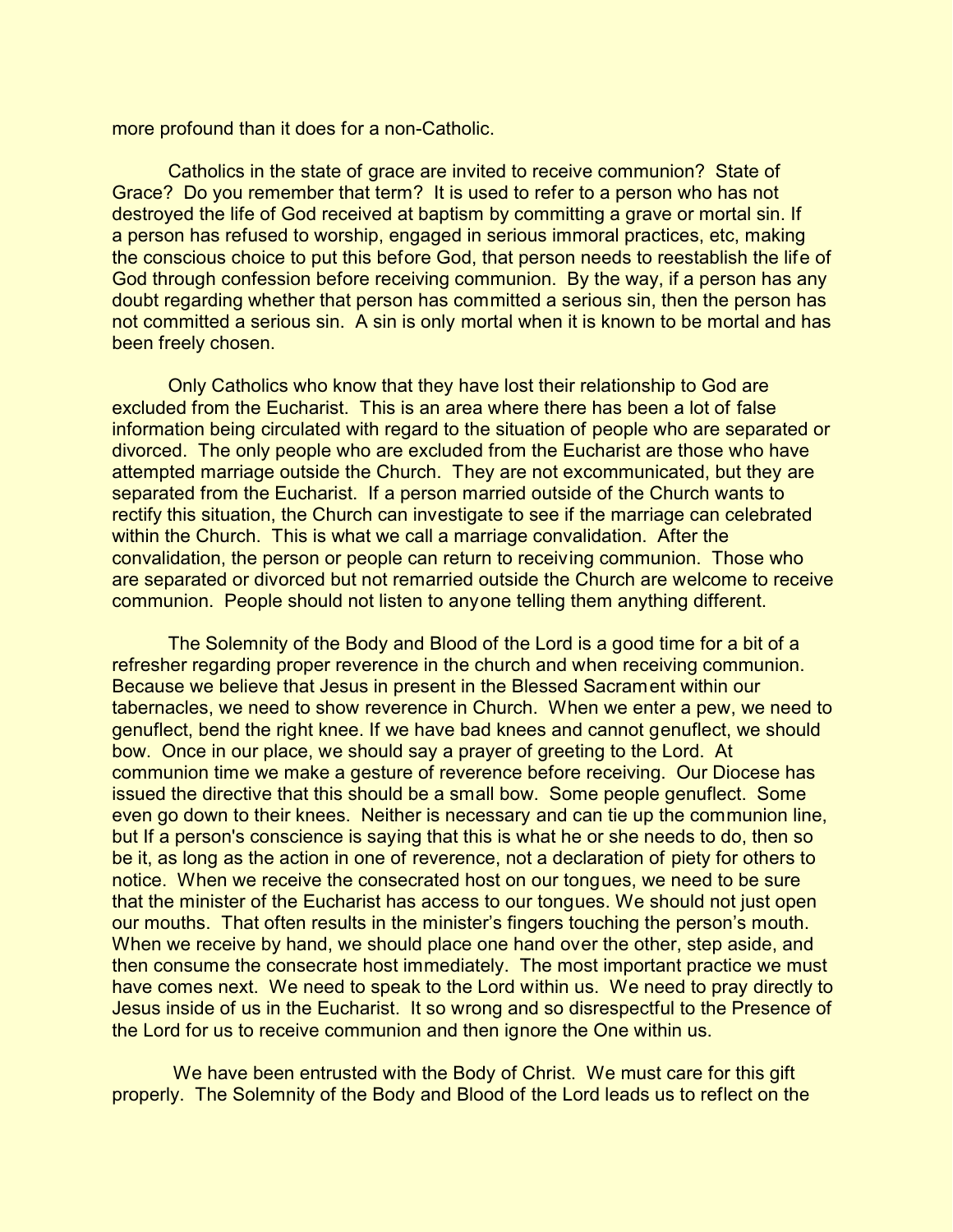more profound than it does for a non-Catholic.

Catholics in the state of grace are invited to receive communion? State of Grace? Do you remember that term? It is used to refer to a person who has not destroyed the life of God received at baptism by committing a grave or mortal sin. If a person has refused to worship, engaged in serious immoral practices, etc, making the conscious choice to put this before God, that person needs to reestablish the life of God through confession before receiving communion. By the way, if a person has any doubt regarding whether that person has committed a serious sin, then the person has not committed a serious sin. A sin is only mortal when it is known to be mortal and has been freely chosen.

Only Catholics who know that they have lost their relationship to God are excluded from the Eucharist. This is an area where there has been a lot of false information being circulated with regard to the situation of people who are separated or divorced. The only people who are excluded from the Eucharist are those who have attempted marriage outside the Church. They are not excommunicated, but they are separated from the Eucharist. If a person married outside of the Church wants to rectify this situation, the Church can investigate to see if the marriage can celebrated within the Church. This is what we call a marriage convalidation. After the convalidation, the person or people can return to receiving communion. Those who are separated or divorced but not remarried outside the Church are welcome to receive communion. People should not listen to anyone telling them anything different.

The Solemnity of the Body and Blood of the Lord is a good time for a bit of a refresher regarding proper reverence in the church and when receiving communion. Because we believe that Jesus in present in the Blessed Sacrament within our tabernacles, we need to show reverence in Church. When we enter a pew, we need to genuflect, bend the right knee. If we have bad knees and cannot genuflect, we should bow. Once in our place, we should say a prayer of greeting to the Lord. At communion time we make a gesture of reverence before receiving. Our Diocese has issued the directive that this should be a small bow. Some people genuflect. Some even go down to their knees. Neither is necessary and can tie up the communion line, but If a person's conscience is saying that this is what he or she needs to do, then so be it, as long as the action in one of reverence, not a declaration of piety for others to notice. When we receive the consecrated host on our tongues, we need to be sure that the minister of the Eucharist has access to our tongues. We should not just open our mouths. That often results in the minister's fingers touching the person's mouth. When we receive by hand, we should place one hand over the other, step aside, and then consume the consecrate host immediately. The most important practice we must have comes next. We need to speak to the Lord within us. We need to pray directly to Jesus inside of us in the Eucharist. It so wrong and so disrespectful to the Presence of the Lord for us to receive communion and then ignore the One within us.

We have been entrusted with the Body of Christ. We must care for this gift properly. The Solemnity of the Body and Blood of the Lord leads us to reflect on the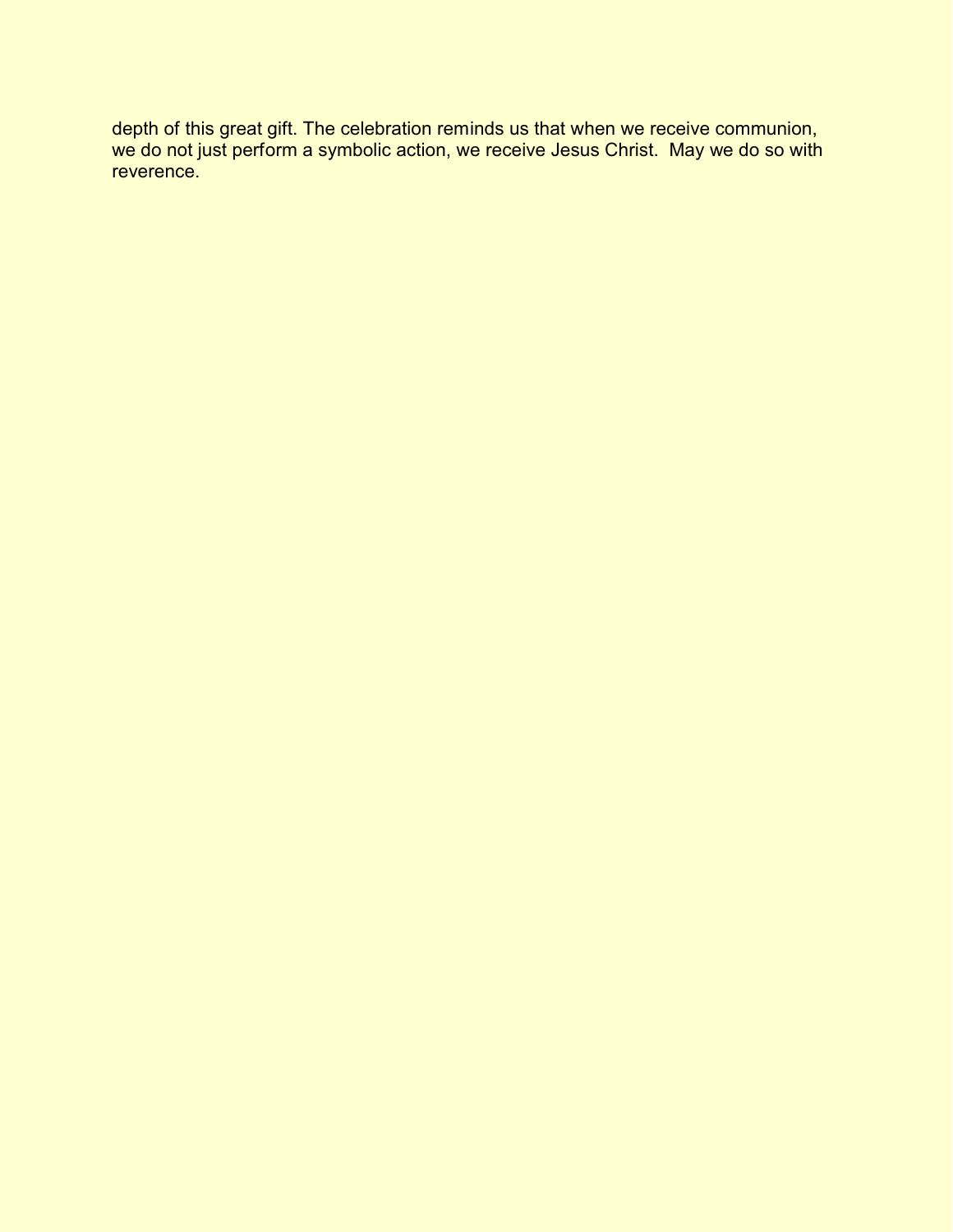depth of this great gift. The celebration reminds us that when we receive communion, we do not just perform a symbolic action, we receive Jesus Christ. May we do so with reverence.